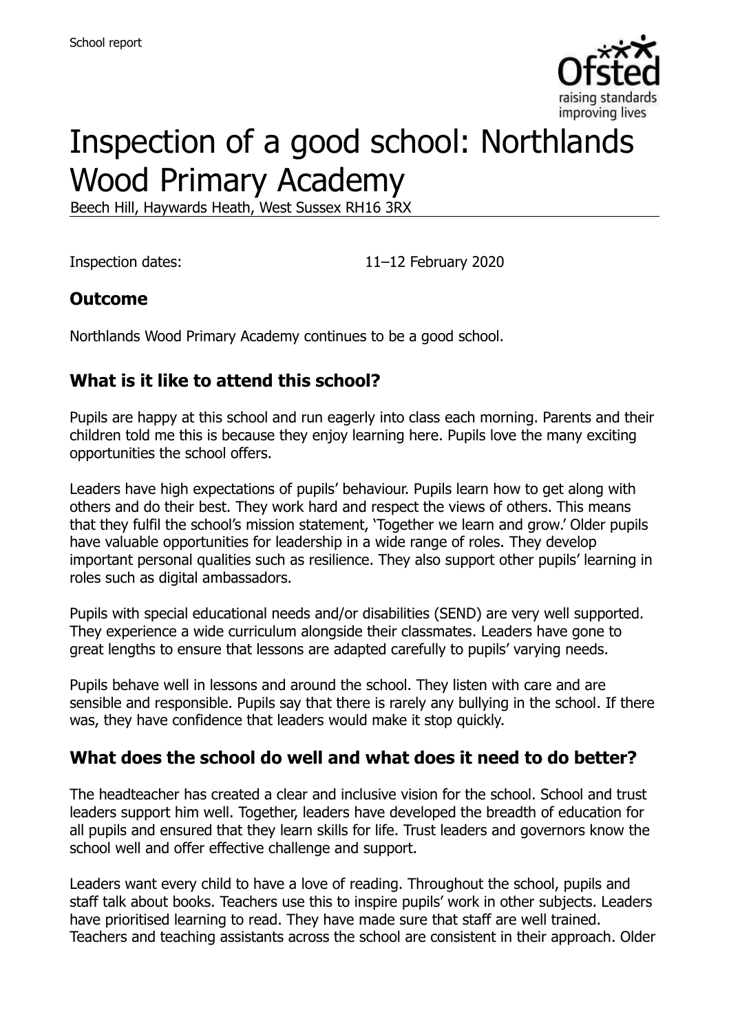School report

# Inspection of a good school: Northlands Wood Primary Academy

Beech Hill, Haywards Heath, West Sussex RH16 3RX

Inspection dates: 11–12 February 2020

## Outcome

Northlands Wood Primary Academy continues to be a good school.

## What is it like to attend this school?

Pupils are happy at this school and run eagerly into class each morning. Parents and their children told me this is because they enjoy learning here. Pupils love the many exciting opportunities the school offers.

Leaders have high expectations of pupils' behaviour. Pupils learn how to get along with others and do their best. They work hard and respect the views of others. This means that they fulfil the school's mission statement, 'Together we learn and grow.' Older pupils have valuable opportunities for leadership in a wide range of roles. They develop important personal qualities such as resilience. They also support other pupils' learning in roles such as digital ambassadors.

Pupils with special educational needs and/or disabilities (SEND) are very well supported. They experience a wide curriculum alongside their classmates. Leaders have gone to great lengths to ensure that lessons are adapted carefully to pupils' varying needs.

Pupils behave well in lessons and around the school. They listen with care and are sensible and responsible. Pupils say that there is rarely any bullying in the school. If there was, they have confidence that leaders would make it stop quickly.

## What does the school do well and what does it need to do better?

The headteacher has created a clear and inclusive vision for the school. School and trust leaders support him well. Together, leaders have developed the breadth of education for all pupils and ensured that they learn skills for life. Trust leaders and governors know the school well and offer effective challenge and support.

Leaders want every child to have a love of reading. Throughout the school, pupils and staff talk about books. Teachers use this to inspire pupils' work in other subjects. Leaders have prioritised learning to read. They have made sure that staff are well trained. Teachers and teaching assistants across the school are consistent in their approach. Older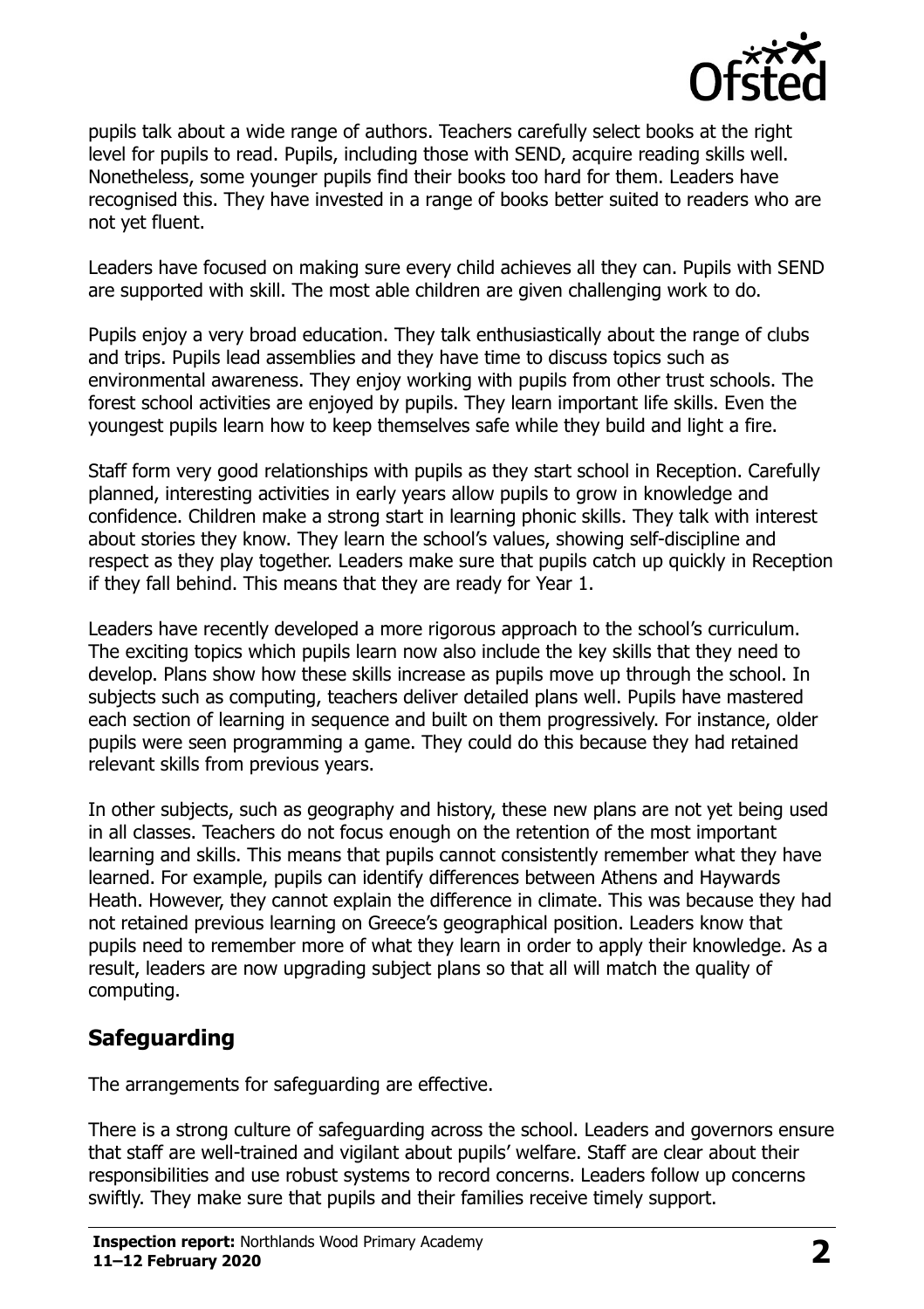pupils talk about a wide range of authors. Teachers carefully select books at the right level for pupils to read. Pupils, including those with SEND, acquire reading skills well. Nonetheless, some younger pupils find their books too hard for them. Leaders have recognised this. They have invested in a range of books better suited to readers who are not yet fluent.

Leaders have focused on making sure every child achieves all they can. Pupils with SEND are supported with skill. The most able children are given challenging work to do.

Pupils enjoy a very broad education. They talk enthusiastically about the range of clubs and trips. Pupils lead assemblies and they have time to discuss topics such as environmental awareness. They enjoy working with pupils from other trust schools. The forest school activities are enjoyed by pupils. They learn important life skills. Even the youngest pupils learn how to keep themselves safe while they build and light a fire.

Staff form very good relationships with pupils as they start school in Reception. Carefully planned, interesting activities in early years allow pupils to grow in knowledge and confidence. Children make a strong start in learning phonic skills. They talk with interest about stories they know. They learn the school's values, showing self-discipline and respect as they play together. Leaders make sure that pupils catch up quickly in Reception if they fall behind. This means that they are ready for Year 1.

Leaders have recently developed a more rigorous approach to the school's curriculum. The exciting topics which pupils learn now also include the key skills that they need to develop. Plans show how these skills increase as pupils move up through the school. In subjects such as computing, teachers deliver detailed plans well. Pupils have mastered each section of learning in sequence and built on them progressively. For instance, older pupils were seen programming a game. They could do this because they had retained relevant skills from previous years.

In other subjects, such as geography and history, these new plans are not yet being used in all classes. Teachers do not focus enough on the retention of the most important learning and skills. This means that pupils cannot consistently remember what they have learned. For example, pupils can identify differences between Athens and Haywards Heath. However, they cannot explain the difference in climate. This was because they had not retained previous learning on Greece's geographical position. Leaders know that pupils need to remember more of what they learn in order to apply their knowledge. As a result, leaders are now upgrading subject plans so that all will match the quality of computing.

## Safeguarding

The arrangements for safeguarding are effective.

There is a strong culture of safeguarding across the school. Leaders and governors ensure that staff are well-trained and vigilant about pupils' welfare. Staff are clear about their responsibilities and use robust systems to record concerns. Leaders follow up concerns swiftly. They make sure that pupils and their families receive timely support.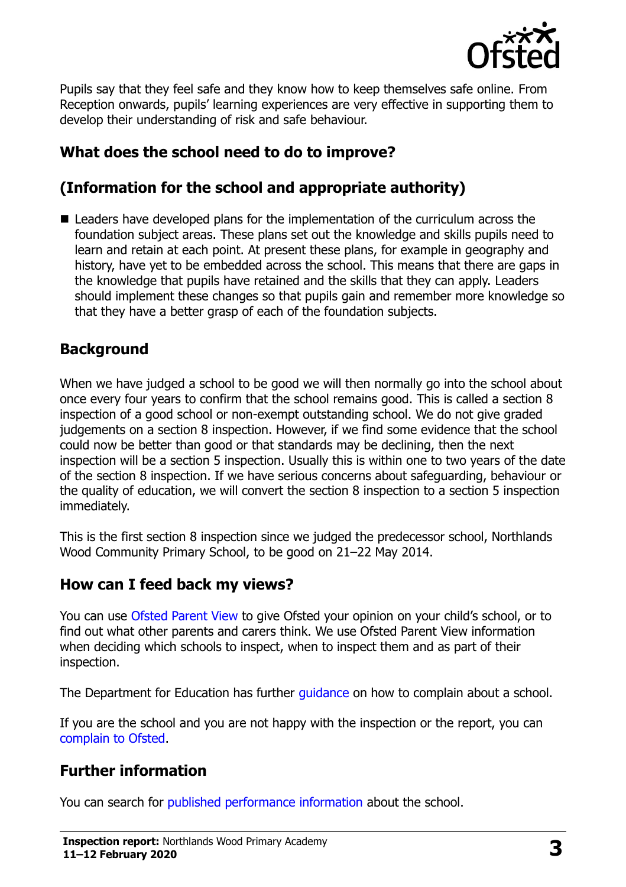Pupils say that they feel safe and they know how to keep themselves safe online. From Reception onwards, pupils' learning experiences are very effective in supporting them to develop their understanding of risk and safe behaviour.

## What does the school need to do to improve?

## (Information for the school and appropriate authority)

- Leaders have developed plans for the implementation of the curriculum across the foundation subject areas. These plans set out the knowledge and skills pupils need to learn and retain at each point. At present these plans, for example in geography and history, have yet to be embedded across the school. This means that there are gaps in the knowledge that pupils have retained and the skills that they can apply. Leaders should implement these changes so that pupils gain and remember more knowledge so that they have a better grasp of each of the foundation subjects.

## Background

When we have judged a school to be good we will then normally go into the school about once every four years to confirm that the school remains good. This is called a section 8 inspection of a good school or non-exempt outstanding school. We do not give graded judgements on a section 8 inspection. However, if we find some evidence that the school could now be better than good or that standards may be declining, then the next inspection will be a section 5 inspection. Usually this is within one to two years of the date of the section 8 inspection. If we have serious concerns about safeguarding, behaviour or the quality of education, we will convert the section 8 inspection to a section 5 inspection immediately.

This is the first section 8 inspection since we judged the predecessor school, Northlands Wood Community Primary School, to be good on 21–22 May 2014.

## How can I feed back my views?

You can use Ofsted Parent View to give Ofsted your opinion on your child's school, or to find out what other parents and carers think. We use Ofsted Parent View information when deciding which schools to inspect, when to inspect them and as part of their inspection.

The Department for Education has further guidance on how to complain about a school.

If you are the school and you are not happy with the inspection or the report, you can complain to Ofsted.

## Further information

You can search for published performance information about the school.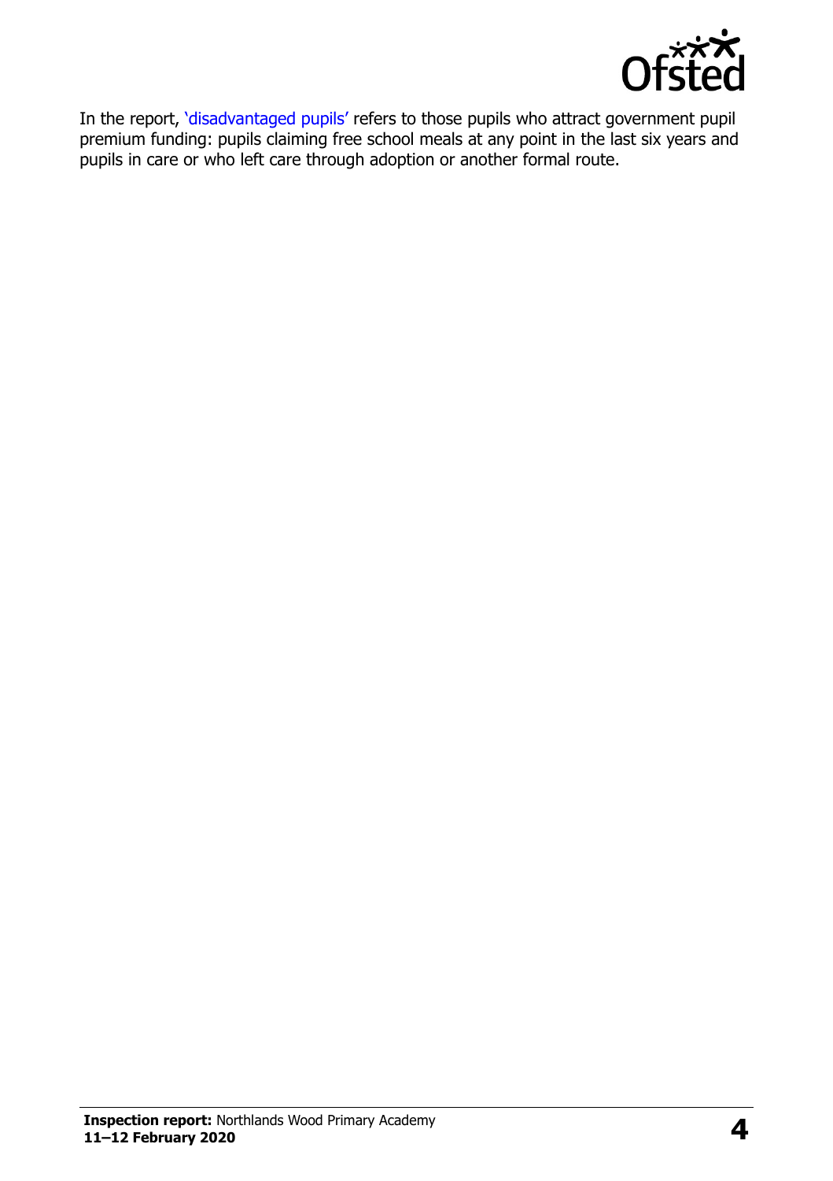In the report, 'disadvantaged pupils' refers to those pupils who attract government pupil premium funding: pupils claiming free school meals at any point in the last six years and pupils in care or who left care through adoption or another formal route.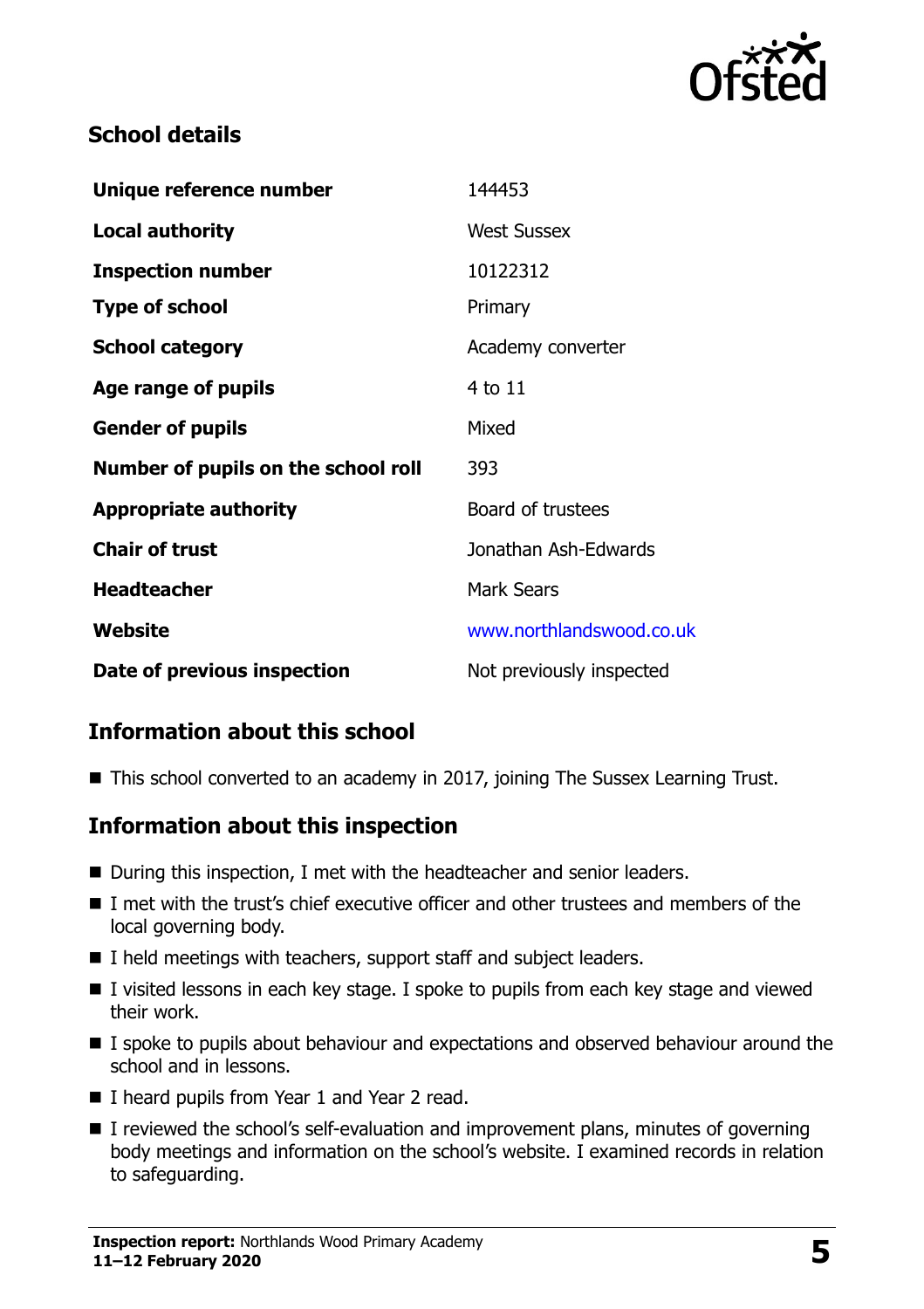## School details

| | |
|---|---|
| **Unique reference number** | 144453 |
| **Local authority** | West Sussex |
| **Inspection number** | 10122312 |
| **Type of school** | Primary |
| **School category** | Academy converter |
| **Age range of pupils** | 4 to 11 |
| **Gender of pupils** | Mixed |
| **Number of pupils on the school roll** | 393 |
| **Appropriate authority** | Board of trustees |
| **Chair of trust** | Jonathan Ash-Edwards |
| **Headteacher** | Mark Sears |
| **Website** | www.northlandswood.co.uk |
| **Date of previous inspection** | Not previously inspected |

## Information about this school

- This school converted to an academy in 2017, joining The Sussex Learning Trust.

## Information about this inspection

- During this inspection, I met with the headteacher and senior leaders.
- I met with the trust's chief executive officer and other trustees and members of the local governing body.
- I held meetings with teachers, support staff and subject leaders.
- I visited lessons in each key stage. I spoke to pupils from each key stage and viewed their work.
- I spoke to pupils about behaviour and expectations and observed behaviour around the school and in lessons.
- I heard pupils from Year 1 and Year 2 read.
- I reviewed the school's self-evaluation and improvement plans, minutes of governing body meetings and information on the school's website. I examined records in relation to safeguarding.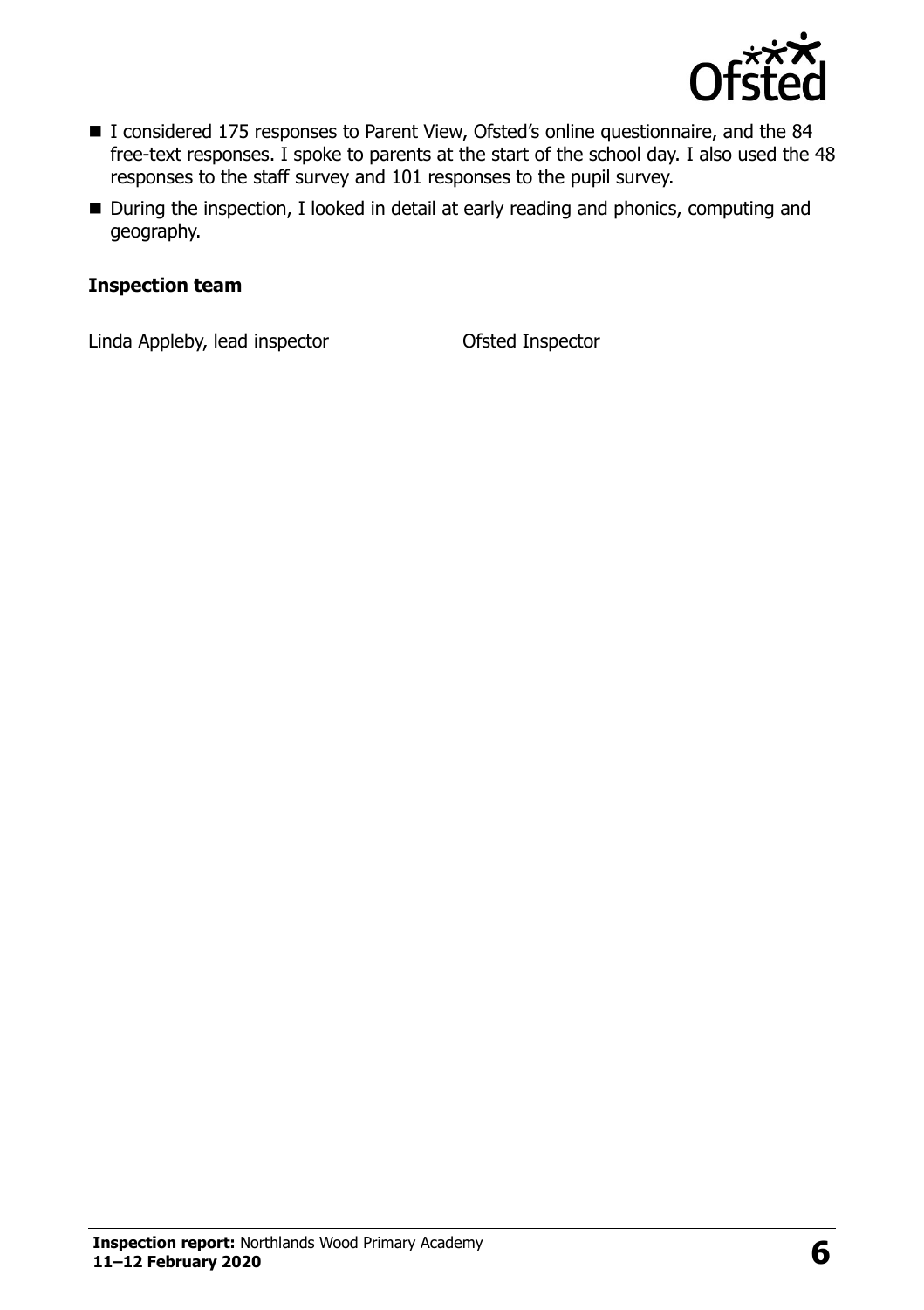- I considered 175 responses to Parent View, Ofsted's online questionnaire, and the 84 free-text responses. I spoke to parents at the start of the school day. I also used the 48 responses to the staff survey and 101 responses to the pupil survey.
- During the inspection, I looked in detail at early reading and phonics, computing and geography.

### Inspection team

| | |
|---|---|
| Linda Appleby, lead inspector | Ofsted Inspector |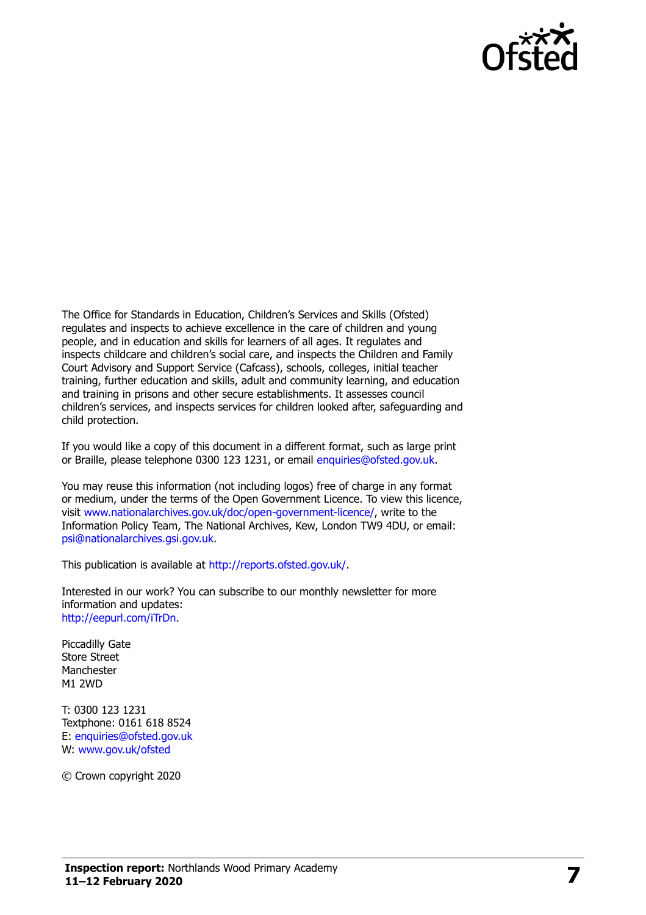The Office for Standards in Education, Children's Services and Skills (Ofsted) regulates and inspects to achieve excellence in the care of children and young people, and in education and skills for learners of all ages. It regulates and inspects childcare and children's social care, and inspects the Children and Family Court Advisory and Support Service (Cafcass), schools, colleges, initial teacher training, further education and skills, adult and community learning, and education and training in prisons and other secure establishments. It assesses council children's services, and inspects services for children looked after, safeguarding and child protection.

If you would like a copy of this document in a different format, such as large print or Braille, please telephone 0300 123 1231, or email enquiries@ofsted.gov.uk.

You may reuse this information (not including logos) free of charge in any format or medium, under the terms of the Open Government Licence. To view this licence, visit www.nationalarchives.gov.uk/doc/open-government-licence/, write to the Information Policy Team, The National Archives, Kew, London TW9 4DU, or email: psi@nationalarchives.gsi.gov.uk.

This publication is available at http://reports.ofsted.gov.uk/.

Interested in our work? You can subscribe to our monthly newsletter for more information and updates: http://eepurl.com/iTrDn.

Piccadilly Gate
Store Street
Manchester
M1 2WD

T: 0300 123 1231
Textphone: 0161 618 8524
E: enquiries@ofsted.gov.uk
W: www.gov.uk/ofsted

© Crown copyright 2020